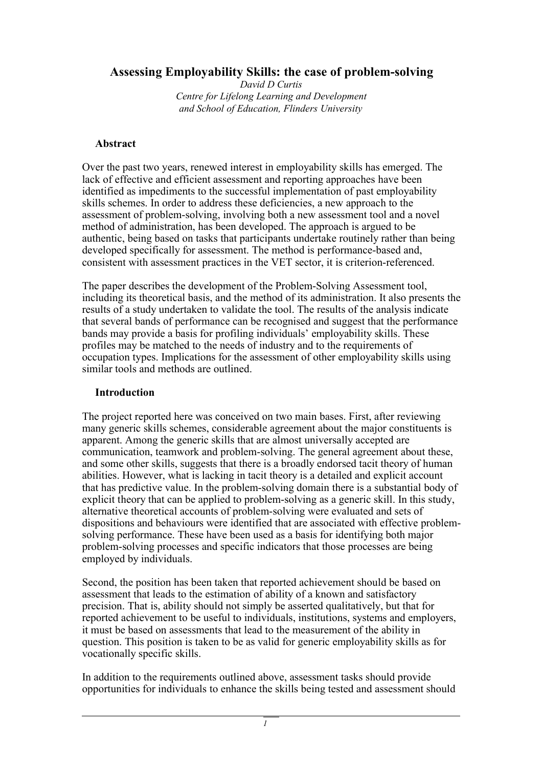# Assessing Employability Skills: the case of problem-solving

*David D Curtis*
*Centre for Lifelong Learning and Development*
*and School of Education, Flinders University*

## Abstract

Over the past two years, renewed interest in employability skills has emerged. The lack of effective and efficient assessment and reporting approaches have been identified as impediments to the successful implementation of past employability skills schemes. In order to address these deficiencies, a new approach to the assessment of problem-solving, involving both a new assessment tool and a novel method of administration, has been developed. The approach is argued to be authentic, being based on tasks that participants undertake routinely rather than being developed specifically for assessment. The method is performance-based and, consistent with assessment practices in the VET sector, it is criterion-referenced.

The paper describes the development of the Problem-Solving Assessment tool, including its theoretical basis, and the method of its administration. It also presents the results of a study undertaken to validate the tool. The results of the analysis indicate that several bands of performance can be recognised and suggest that the performance bands may provide a basis for profiling individuals' employability skills. These profiles may be matched to the needs of industry and to the requirements of occupation types. Implications for the assessment of other employability skills using similar tools and methods are outlined.

## Introduction

The project reported here was conceived on two main bases. First, after reviewing many generic skills schemes, considerable agreement about the major constituents is apparent. Among the generic skills that are almost universally accepted are communication, teamwork and problem-solving. The general agreement about these, and some other skills, suggests that there is a broadly endorsed tacit theory of human abilities. However, what is lacking in tacit theory is a detailed and explicit account that has predictive value. In the problem-solving domain there is a substantial body of explicit theory that can be applied to problem-solving as a generic skill. In this study, alternative theoretical accounts of problem-solving were evaluated and sets of dispositions and behaviours were identified that are associated with effective problem-solving performance. These have been used as a basis for identifying both major problem-solving processes and specific indicators that those processes are being employed by individuals.

Second, the position has been taken that reported achievement should be based on assessment that leads to the estimation of ability of a known and satisfactory precision. That is, ability should not simply be asserted qualitatively, but that for reported achievement to be useful to individuals, institutions, systems and employers, it must be based on assessments that lead to the measurement of the ability in question. This position is taken to be as valid for generic employability skills as for vocationally specific skills.

In addition to the requirements outlined above, assessment tasks should provide opportunities for individuals to enhance the skills being tested and assessment should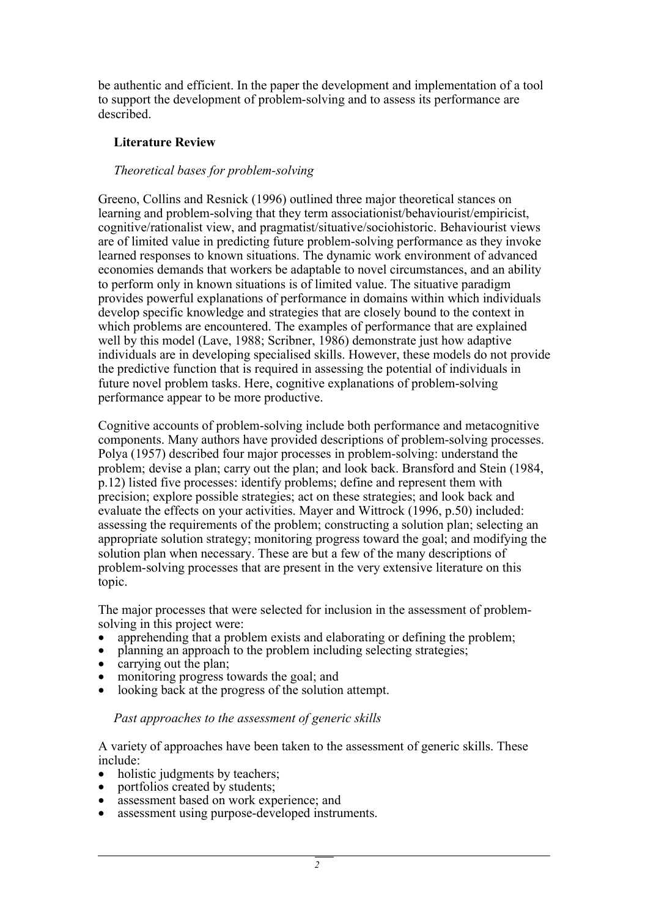be authentic and efficient. In the paper the development and implementation of a tool to support the development of problem-solving and to assess its performance are described.

## Literature Review

### *Theoretical bases for problem-solving*

Greeno, Collins and Resnick (1996) outlined three major theoretical stances on learning and problem-solving that they term associationist/behaviourist/empiricist, cognitive/rationalist view, and pragmatist/situative/sociohistoric. Behaviourist views are of limited value in predicting future problem-solving performance as they invoke learned responses to known situations. The dynamic work environment of advanced economies demands that workers be adaptable to novel circumstances, and an ability to perform only in known situations is of limited value. The situative paradigm provides powerful explanations of performance in domains within which individuals develop specific knowledge and strategies that are closely bound to the context in which problems are encountered. The examples of performance that are explained well by this model (Lave, 1988; Scribner, 1986) demonstrate just how adaptive individuals are in developing specialised skills. However, these models do not provide the predictive function that is required in assessing the potential of individuals in future novel problem tasks. Here, cognitive explanations of problem-solving performance appear to be more productive.

Cognitive accounts of problem-solving include both performance and metacognitive components. Many authors have provided descriptions of problem-solving processes. Polya (1957) described four major processes in problem-solving: understand the problem; devise a plan; carry out the plan; and look back. Bransford and Stein (1984, p.12) listed five processes: identify problems; define and represent them with precision; explore possible strategies; act on these strategies; and look back and evaluate the effects on your activities. Mayer and Wittrock (1996, p.50) included: assessing the requirements of the problem; constructing a solution plan; selecting an appropriate solution strategy; monitoring progress toward the goal; and modifying the solution plan when necessary. These are but a few of the many descriptions of problem-solving processes that are present in the very extensive literature on this topic.

The major processes that were selected for inclusion in the assessment of problem-solving in this project were:

- apprehending that a problem exists and elaborating or defining the problem;
- planning an approach to the problem including selecting strategies;
- carrying out the plan;
- monitoring progress towards the goal; and
- looking back at the progress of the solution attempt.

### *Past approaches to the assessment of generic skills*

A variety of approaches have been taken to the assessment of generic skills. These include:

- holistic judgments by teachers;
- portfolios created by students;
- assessment based on work experience; and
- assessment using purpose-developed instruments.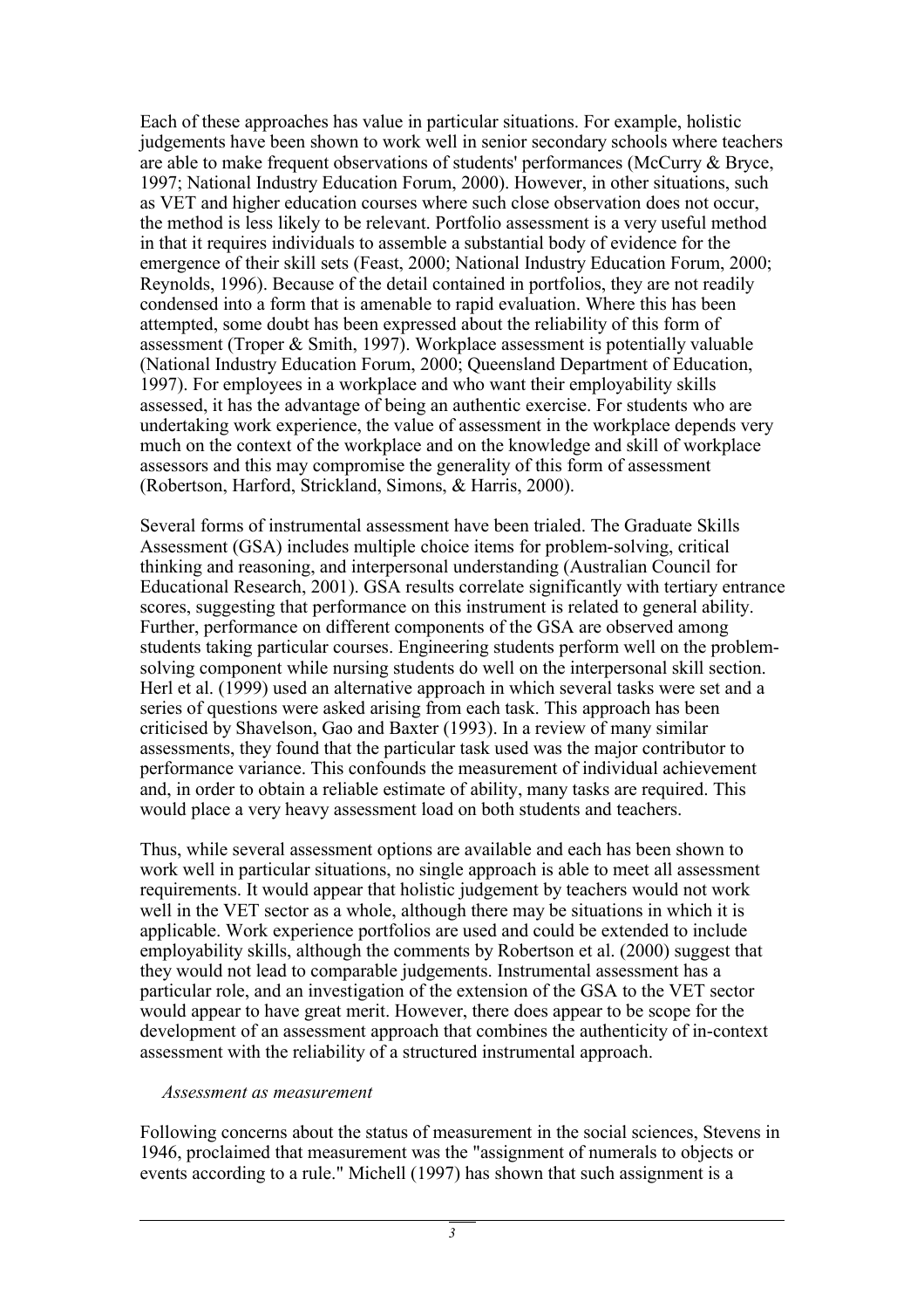Each of these approaches has value in particular situations. For example, holistic judgements have been shown to work well in senior secondary schools where teachers are able to make frequent observations of students' performances (McCurry & Bryce, 1997; National Industry Education Forum, 2000). However, in other situations, such as VET and higher education courses where such close observation does not occur, the method is less likely to be relevant. Portfolio assessment is a very useful method in that it requires individuals to assemble a substantial body of evidence for the emergence of their skill sets (Feast, 2000; National Industry Education Forum, 2000; Reynolds, 1996). Because of the detail contained in portfolios, they are not readily condensed into a form that is amenable to rapid evaluation. Where this has been attempted, some doubt has been expressed about the reliability of this form of assessment (Troper & Smith, 1997). Workplace assessment is potentially valuable (National Industry Education Forum, 2000; Queensland Department of Education, 1997). For employees in a workplace and who want their employability skills assessed, it has the advantage of being an authentic exercise. For students who are undertaking work experience, the value of assessment in the workplace depends very much on the context of the workplace and on the knowledge and skill of workplace assessors and this may compromise the generality of this form of assessment (Robertson, Harford, Strickland, Simons, & Harris, 2000).

Several forms of instrumental assessment have been trialed. The Graduate Skills Assessment (GSA) includes multiple choice items for problem-solving, critical thinking and reasoning, and interpersonal understanding (Australian Council for Educational Research, 2001). GSA results correlate significantly with tertiary entrance scores, suggesting that performance on this instrument is related to general ability. Further, performance on different components of the GSA are observed among students taking particular courses. Engineering students perform well on the problem-solving component while nursing students do well on the interpersonal skill section. Herl et al. (1999) used an alternative approach in which several tasks were set and a series of questions were asked arising from each task. This approach has been criticised by Shavelson, Gao and Baxter (1993). In a review of many similar assessments, they found that the particular task used was the major contributor to performance variance. This confounds the measurement of individual achievement and, in order to obtain a reliable estimate of ability, many tasks are required. This would place a very heavy assessment load on both students and teachers.

Thus, while several assessment options are available and each has been shown to work well in particular situations, no single approach is able to meet all assessment requirements. It would appear that holistic judgement by teachers would not work well in the VET sector as a whole, although there may be situations in which it is applicable. Work experience portfolios are used and could be extended to include employability skills, although the comments by Robertson et al. (2000) suggest that they would not lead to comparable judgements. Instrumental assessment has a particular role, and an investigation of the extension of the GSA to the VET sector would appear to have great merit. However, there does appear to be scope for the development of an assessment approach that combines the authenticity of in-context assessment with the reliability of a structured instrumental approach.

*Assessment as measurement*

Following concerns about the status of measurement in the social sciences, Stevens in 1946, proclaimed that measurement was the "assignment of numerals to objects or events according to a rule." Michell (1997) has shown that such assignment is a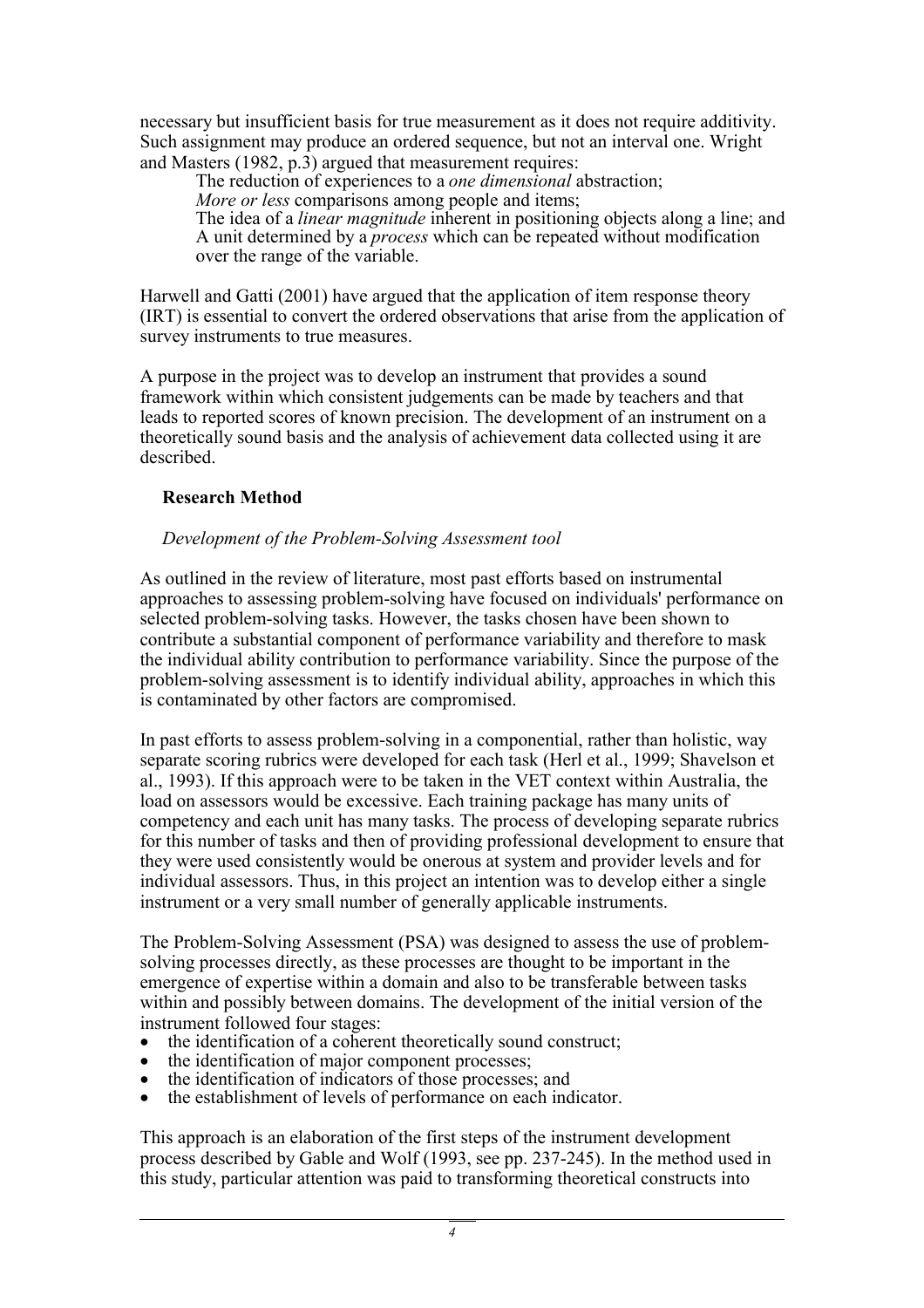necessary but insufficient basis for true measurement as it does not require additivity. Such assignment may produce an ordered sequence, but not an interval one. Wright and Masters (1982, p.3) argued that measurement requires:

> The reduction of experiences to a *one dimensional* abstraction;
> *More or less* comparisons among people and items;
> The idea of a *linear magnitude* inherent in positioning objects along a line; and
> A unit determined by a *process* which can be repeated without modification over the range of the variable.

Harwell and Gatti (2001) have argued that the application of item response theory (IRT) is essential to convert the ordered observations that arise from the application of survey instruments to true measures.

A purpose in the project was to develop an instrument that provides a sound framework within which consistent judgements can be made by teachers and that leads to reported scores of known precision. The development of an instrument on a theoretically sound basis and the analysis of achievement data collected using it are described.

## Research Method

### *Development of the Problem-Solving Assessment tool*

As outlined in the review of literature, most past efforts based on instrumental approaches to assessing problem-solving have focused on individuals' performance on selected problem-solving tasks. However, the tasks chosen have been shown to contribute a substantial component of performance variability and therefore to mask the individual ability contribution to performance variability. Since the purpose of the problem-solving assessment is to identify individual ability, approaches in which this is contaminated by other factors are compromised.

In past efforts to assess problem-solving in a componential, rather than holistic, way separate scoring rubrics were developed for each task (Herl et al., 1999; Shavelson et al., 1993). If this approach were to be taken in the VET context within Australia, the load on assessors would be excessive. Each training package has many units of competency and each unit has many tasks. The process of developing separate rubrics for this number of tasks and then of providing professional development to ensure that they were used consistently would be onerous at system and provider levels and for individual assessors. Thus, in this project an intention was to develop either a single instrument or a very small number of generally applicable instruments.

The Problem-Solving Assessment (PSA) was designed to assess the use of problem-solving processes directly, as these processes are thought to be important in the emergence of expertise within a domain and also to be transferable between tasks within and possibly between domains. The development of the initial version of the instrument followed four stages:

- the identification of a coherent theoretically sound construct;
- the identification of major component processes;
- the identification of indicators of those processes; and
- the establishment of levels of performance on each indicator.

This approach is an elaboration of the first steps of the instrument development process described by Gable and Wolf (1993, see pp. 237-245). In the method used in this study, particular attention was paid to transforming theoretical constructs into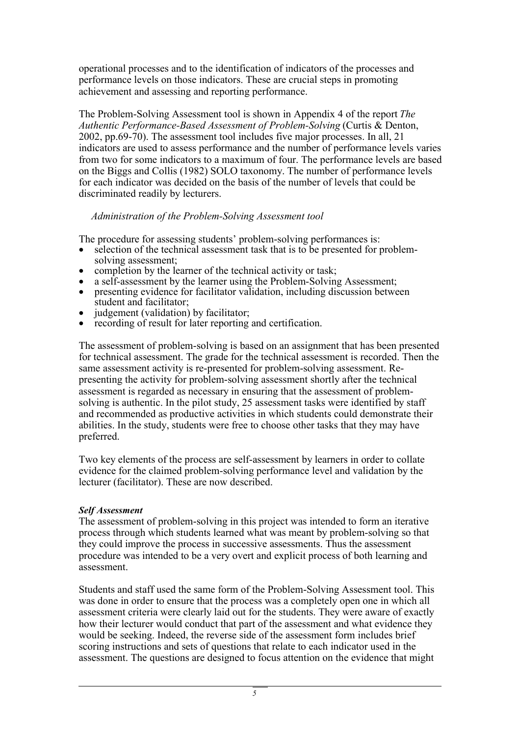operational processes and to the identification of indicators of the processes and performance levels on those indicators. These are crucial steps in promoting achievement and assessing and reporting performance.

The Problem-Solving Assessment tool is shown in Appendix 4 of the report *The Authentic Performance-Based Assessment of Problem-Solving* (Curtis & Denton, 2002, pp.69-70). The assessment tool includes five major processes. In all, 21 indicators are used to assess performance and the number of performance levels varies from two for some indicators to a maximum of four. The performance levels are based on the Biggs and Collis (1982) SOLO taxonomy. The number of performance levels for each indicator was decided on the basis of the number of levels that could be discriminated readily by lecturers.

### *Administration of the Problem-Solving Assessment tool*

The procedure for assessing students' problem-solving performances is:

- selection of the technical assessment task that is to be presented for problem-solving assessment;
- completion by the learner of the technical activity or task;
- a self-assessment by the learner using the Problem-Solving Assessment;
- presenting evidence for facilitator validation, including discussion between student and facilitator;
- judgement (validation) by facilitator;
- recording of result for later reporting and certification.

The assessment of problem-solving is based on an assignment that has been presented for technical assessment. The grade for the technical assessment is recorded. Then the same assessment activity is re-presented for problem-solving assessment. Re-presenting the activity for problem-solving assessment shortly after the technical assessment is regarded as necessary in ensuring that the assessment of problem-solving is authentic. In the pilot study, 25 assessment tasks were identified by staff and recommended as productive activities in which students could demonstrate their abilities. In the study, students were free to choose other tasks that they may have preferred.

Two key elements of the process are self-assessment by learners in order to collate evidence for the claimed problem-solving performance level and validation by the lecturer (facilitator). These are now described.

#### ***Self Assessment***

The assessment of problem-solving in this project was intended to form an iterative process through which students learned what was meant by problem-solving so that they could improve the process in successive assessments. Thus the assessment procedure was intended to be a very overt and explicit process of both learning and assessment.

Students and staff used the same form of the Problem-Solving Assessment tool. This was done in order to ensure that the process was a completely open one in which all assessment criteria were clearly laid out for the students. They were aware of exactly how their lecturer would conduct that part of the assessment and what evidence they would be seeking. Indeed, the reverse side of the assessment form includes brief scoring instructions and sets of questions that relate to each indicator used in the assessment. The questions are designed to focus attention on the evidence that might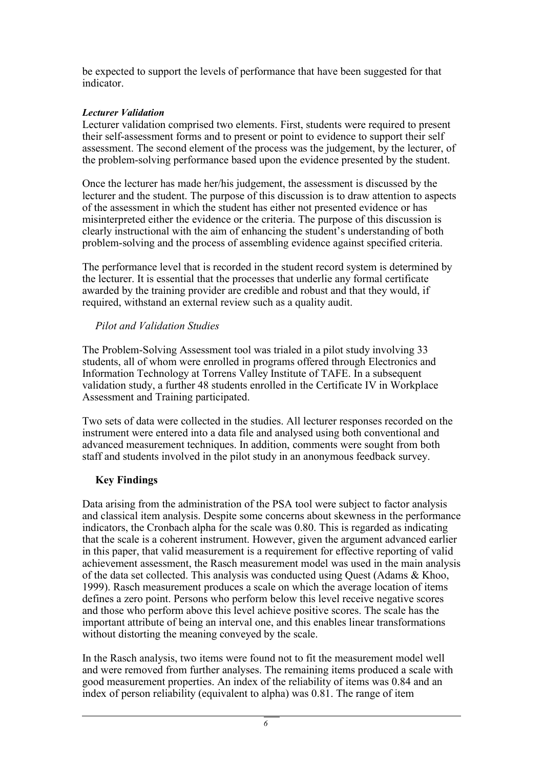be expected to support the levels of performance that have been suggested for that indicator.

#### *Lecturer Validation*

Lecturer validation comprised two elements. First, students were required to present their self-assessment forms and to present or point to evidence to support their self assessment. The second element of the process was the judgement, by the lecturer, of the problem-solving performance based upon the evidence presented by the student.

Once the lecturer has made her/his judgement, the assessment is discussed by the lecturer and the student. The purpose of this discussion is to draw attention to aspects of the assessment in which the student has either not presented evidence or has misinterpreted either the evidence or the criteria. The purpose of this discussion is clearly instructional with the aim of enhancing the student's understanding of both problem-solving and the process of assembling evidence against specified criteria.

The performance level that is recorded in the student record system is determined by the lecturer. It is essential that the processes that underlie any formal certificate awarded by the training provider are credible and robust and that they would, if required, withstand an external review such as a quality audit.

### *Pilot and Validation Studies*

The Problem-Solving Assessment tool was trialed in a pilot study involving 33 students, all of whom were enrolled in programs offered through Electronics and Information Technology at Torrens Valley Institute of TAFE. In a subsequent validation study, a further 48 students enrolled in the Certificate IV in Workplace Assessment and Training participated.

Two sets of data were collected in the studies. All lecturer responses recorded on the instrument were entered into a data file and analysed using both conventional and advanced measurement techniques. In addition, comments were sought from both staff and students involved in the pilot study in an anonymous feedback survey.

## **Key Findings**

Data arising from the administration of the PSA tool were subject to factor analysis and classical item analysis. Despite some concerns about skewness in the performance indicators, the Cronbach alpha for the scale was 0.80. This is regarded as indicating that the scale is a coherent instrument. However, given the argument advanced earlier in this paper, that valid measurement is a requirement for effective reporting of valid achievement assessment, the Rasch measurement model was used in the main analysis of the data set collected. This analysis was conducted using Quest (Adams & Khoo, 1999). Rasch measurement produces a scale on which the average location of items defines a zero point. Persons who perform below this level receive negative scores and those who perform above this level achieve positive scores. The scale has the important attribute of being an interval one, and this enables linear transformations without distorting the meaning conveyed by the scale.

In the Rasch analysis, two items were found not to fit the measurement model well and were removed from further analyses. The remaining items produced a scale with good measurement properties. An index of the reliability of items was 0.84 and an index of person reliability (equivalent to alpha) was 0.81. The range of item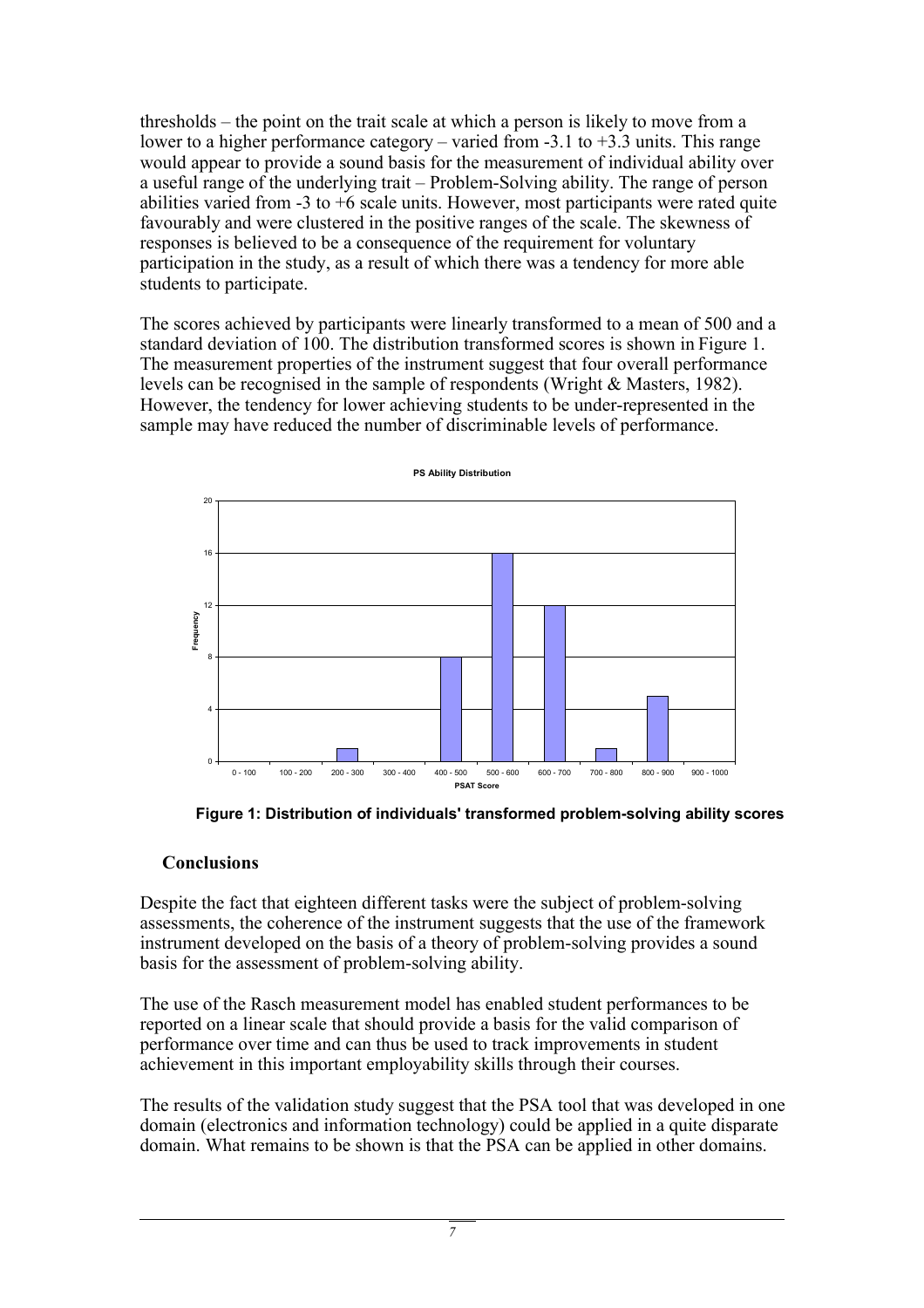thresholds – the point on the trait scale at which a person is likely to move from a lower to a higher performance category – varied from -3.1 to +3.3 units. This range would appear to provide a sound basis for the measurement of individual ability over a useful range of the underlying trait – Problem-Solving ability. The range of person abilities varied from -3 to +6 scale units. However, most participants were rated quite favourably and were clustered in the positive ranges of the scale. The skewness of responses is believed to be a consequence of the requirement for voluntary participation in the study, as a result of which there was a tendency for more able students to participate.

The scores achieved by participants were linearly transformed to a mean of 500 and a standard deviation of 100. The distribution transformed scores is shown in Figure 1. The measurement properties of the instrument suggest that four overall performance levels can be recognised in the sample of respondents (Wright & Masters, 1982). However, the tendency for lower achieving students to be under-represented in the sample may have reduced the number of discriminable levels of performance.

**PS Ability Distribution**

| PSAT Score | Frequency |
|---|---|
| 0 - 100 | 0 |
| 100 - 200 | 0 |
| 200 - 300 | 1 |
| 300 - 400 | 0 |
| 400 - 500 | 8 |
| 500 - 600 | 16 |
| 600 - 700 | 12 |
| 700 - 800 | 1 |
| 800 - 900 | 5 |
| 900 - 1000 | 0 |

**Figure 1: Distribution of individuals' transformed problem-solving ability scores**

## Conclusions

Despite the fact that eighteen different tasks were the subject of problem-solving assessments, the coherence of the instrument suggests that the use of the framework instrument developed on the basis of a theory of problem-solving provides a sound basis for the assessment of problem-solving ability.

The use of the Rasch measurement model has enabled student performances to be reported on a linear scale that should provide a basis for the valid comparison of performance over time and can thus be used to track improvements in student achievement in this important employability skills through their courses.

The results of the validation study suggest that the PSA tool that was developed in one domain (electronics and information technology) could be applied in a quite disparate domain. What remains to be shown is that the PSA can be applied in other domains.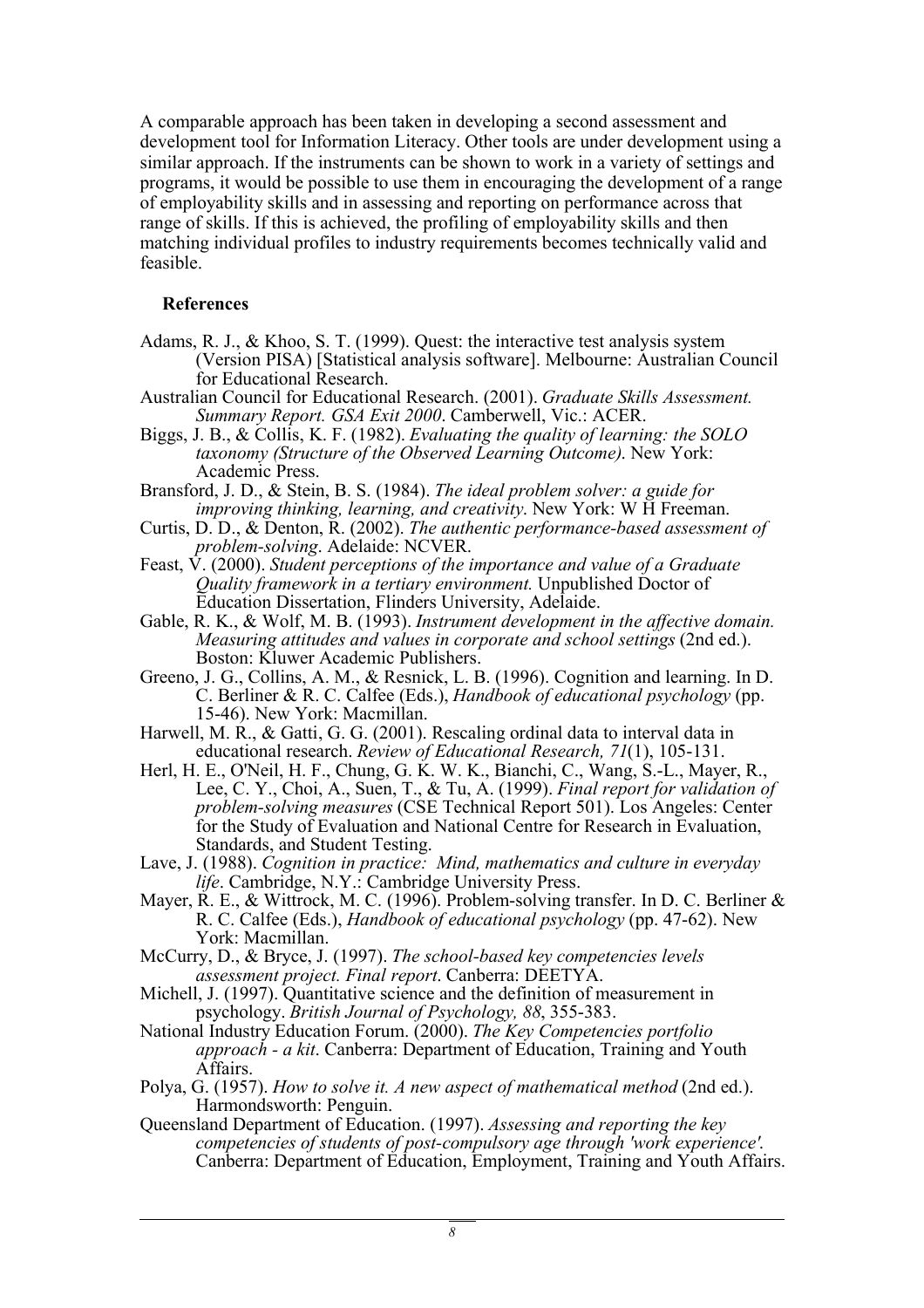A comparable approach has been taken in developing a second assessment and development tool for Information Literacy. Other tools are under development using a similar approach. If the instruments can be shown to work in a variety of settings and programs, it would be possible to use them in encouraging the development of a range of employability skills and in assessing and reporting on performance across that range of skills. If this is achieved, the profiling of employability skills and then matching individual profiles to industry requirements becomes technically valid and feasible.

## References

Adams, R. J., & Khoo, S. T. (1999). Quest: the interactive test analysis system (Version PISA) [Statistical analysis software]. Melbourne: Australian Council for Educational Research.

Australian Council for Educational Research. (2001). *Graduate Skills Assessment. Summary Report. GSA Exit 2000*. Camberwell, Vic.: ACER.

Biggs, J. B., & Collis, K. F. (1982). *Evaluating the quality of learning: the SOLO taxonomy (Structure of the Observed Learning Outcome)*. New York: Academic Press.

Bransford, J. D., & Stein, B. S. (1984). *The ideal problem solver: a guide for improving thinking, learning, and creativity*. New York: W H Freeman.

Curtis, D. D., & Denton, R. (2002). *The authentic performance-based assessment of problem-solving*. Adelaide: NCVER.

Feast, V. (2000). *Student perceptions of the importance and value of a Graduate Quality framework in a tertiary environment.* Unpublished Doctor of Education Dissertation, Flinders University, Adelaide.

Gable, R. K., & Wolf, M. B. (1993). *Instrument development in the affective domain. Measuring attitudes and values in corporate and school settings* (2nd ed.). Boston: Kluwer Academic Publishers.

Greeno, J. G., Collins, A. M., & Resnick, L. B. (1996). Cognition and learning. In D. C. Berliner & R. C. Calfee (Eds.), *Handbook of educational psychology* (pp. 15-46). New York: Macmillan.

Harwell, M. R., & Gatti, G. G. (2001). Rescaling ordinal data to interval data in educational research. *Review of Educational Research, 71*(1), 105-131.

Herl, H. E., O'Neil, H. F., Chung, G. K. W. K., Bianchi, C., Wang, S.-L., Mayer, R., Lee, C. Y., Choi, A., Suen, T., & Tu, A. (1999). *Final report for validation of problem-solving measures* (CSE Technical Report 501). Los Angeles: Center for the Study of Evaluation and National Centre for Research in Evaluation, Standards, and Student Testing.

Lave, J. (1988). *Cognition in practice: Mind, mathematics and culture in everyday life*. Cambridge, N.Y.: Cambridge University Press.

Mayer, R. E., & Wittrock, M. C. (1996). Problem-solving transfer. In D. C. Berliner & R. C. Calfee (Eds.), *Handbook of educational psychology* (pp. 47-62). New York: Macmillan.

McCurry, D., & Bryce, J. (1997). *The school-based key competencies levels assessment project. Final report*. Canberra: DEETYA.

Michell, J. (1997). Quantitative science and the definition of measurement in psychology. *British Journal of Psychology, 88*, 355-383.

National Industry Education Forum. (2000). *The Key Competencies portfolio approach - a kit*. Canberra: Department of Education, Training and Youth Affairs.

Polya, G. (1957). *How to solve it. A new aspect of mathematical method* (2nd ed.). Harmondsworth: Penguin.

Queensland Department of Education. (1997). *Assessing and reporting the key competencies of students of post-compulsory age through 'work experience'.* Canberra: Department of Education, Employment, Training and Youth Affairs.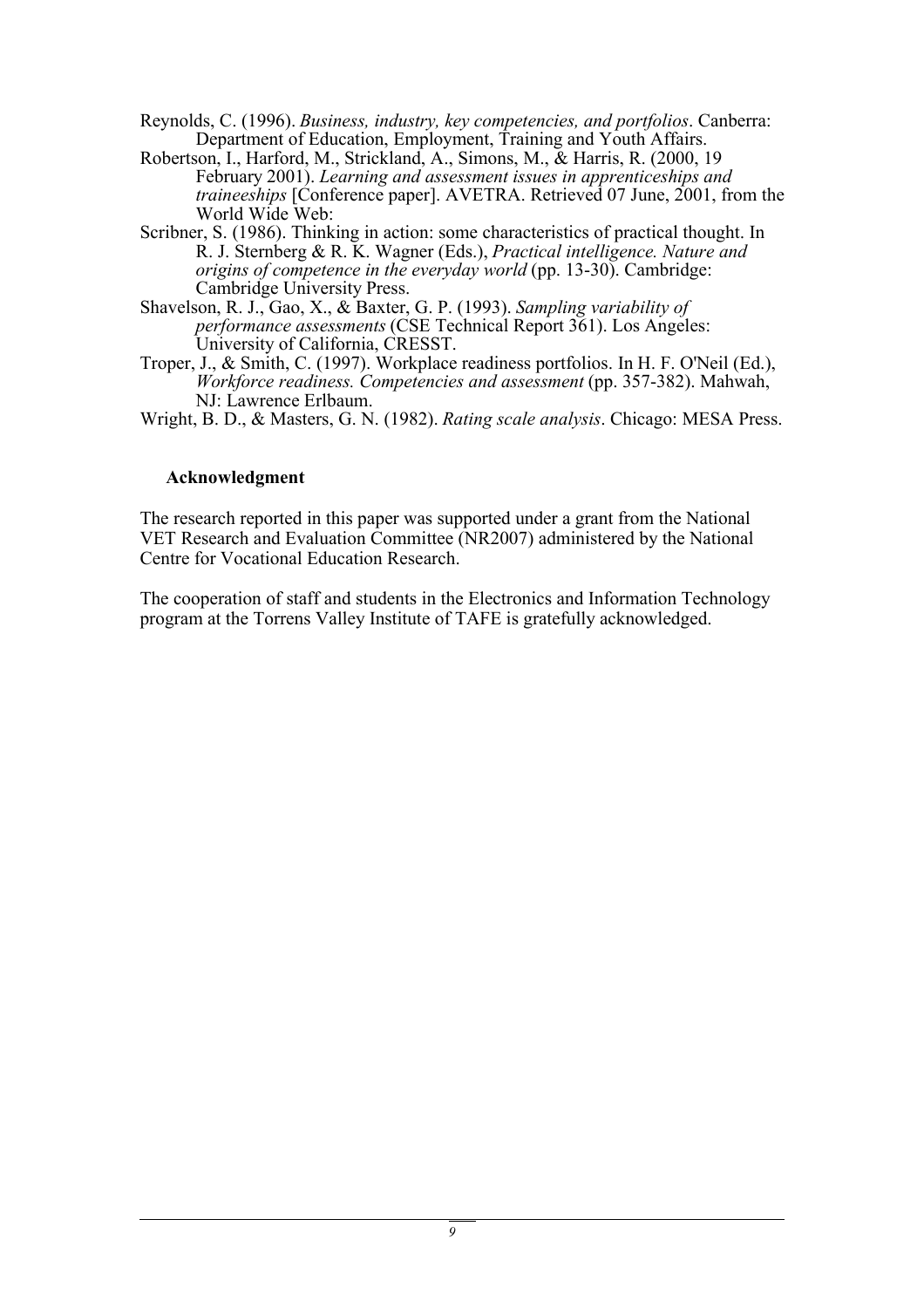Reynolds, C. (1996). *Business, industry, key competencies, and portfolios*. Canberra: Department of Education, Employment, Training and Youth Affairs.

Robertson, I., Harford, M., Strickland, A., Simons, M., & Harris, R. (2000, 19 February 2001). *Learning and assessment issues in apprenticeships and traineeships* [Conference paper]. AVETRA. Retrieved 07 June, 2001, from the World Wide Web:

Scribner, S. (1986). Thinking in action: some characteristics of practical thought. In R. J. Sternberg & R. K. Wagner (Eds.), *Practical intelligence. Nature and origins of competence in the everyday world* (pp. 13-30). Cambridge: Cambridge University Press.

Shavelson, R. J., Gao, X., & Baxter, G. P. (1993). *Sampling variability of performance assessments* (CSE Technical Report 361). Los Angeles: University of California, CRESST.

Troper, J., & Smith, C. (1997). Workplace readiness portfolios. In H. F. O'Neil (Ed.), *Workforce readiness. Competencies and assessment* (pp. 357-382). Mahwah, NJ: Lawrence Erlbaum.

Wright, B. D., & Masters, G. N. (1982). *Rating scale analysis*. Chicago: MESA Press.

## Acknowledgment

The research reported in this paper was supported under a grant from the National VET Research and Evaluation Committee (NR2007) administered by the National Centre for Vocational Education Research.

The cooperation of staff and students in the Electronics and Information Technology program at the Torrens Valley Institute of TAFE is gratefully acknowledged.